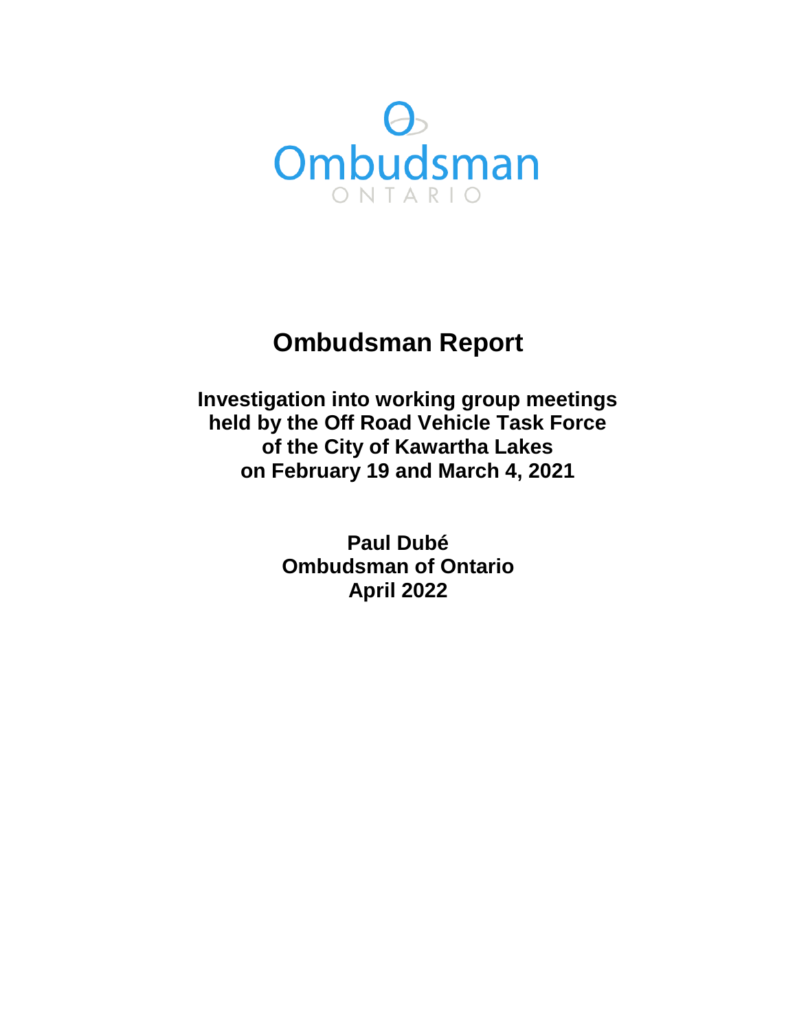Ombudsman

ONTARIO

# Ombudsman Report

## Investigation into working group meetings held by the Off Road Vehicle Task Force of the City of Kawartha Lakes on February 19 and March 4, 2021

**Paul Dubé**
**Ombudsman of Ontario**
**April 2022**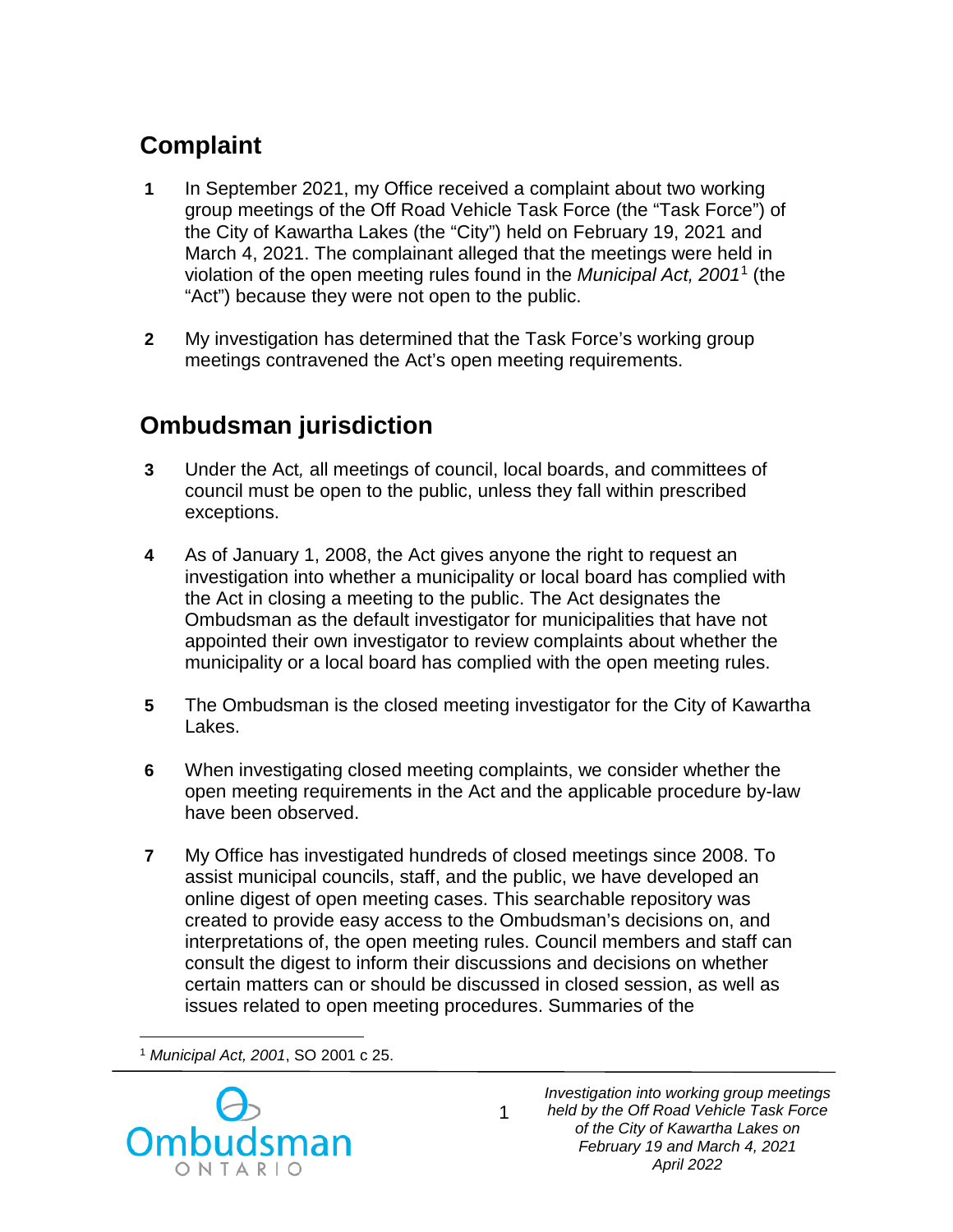## Complaint

**1** In September 2021, my Office received a complaint about two working group meetings of the Off Road Vehicle Task Force (the "Task Force") of the City of Kawartha Lakes (the "City") held on February 19, 2021 and March 4, 2021. The complainant alleged that the meetings were held in violation of the open meeting rules found in the *Municipal Act, 2001*[1] (the "Act") because they were not open to the public.

**2** My investigation has determined that the Task Force's working group meetings contravened the Act's open meeting requirements.

## Ombudsman jurisdiction

**3** Under the Act, all meetings of council, local boards, and committees of council must be open to the public, unless they fall within prescribed exceptions.

**4** As of January 1, 2008, the Act gives anyone the right to request an investigation into whether a municipality or local board has complied with the Act in closing a meeting to the public. The Act designates the Ombudsman as the default investigator for municipalities that have not appointed their own investigator to review complaints about whether the municipality or a local board has complied with the open meeting rules.

**5** The Ombudsman is the closed meeting investigator for the City of Kawartha Lakes.

**6** When investigating closed meeting complaints, we consider whether the open meeting requirements in the Act and the applicable procedure by-law have been observed.

**7** My Office has investigated hundreds of closed meetings since 2008. To assist municipal councils, staff, and the public, we have developed an online digest of open meeting cases. This searchable repository was created to provide easy access to the Ombudsman's decisions on, and interpretations of, the open meeting rules. Council members and staff can consult the digest to inform their discussions and decisions on whether certain matters can or should be discussed in closed session, as well as issues related to open meeting procedures. Summaries of the

[1] *Municipal Act, 2001*, SO 2001 c 25.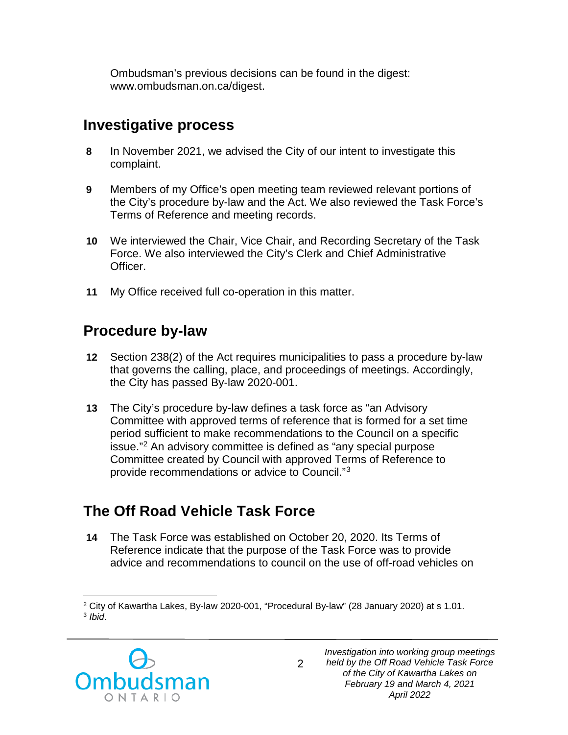Ombudsman's previous decisions can be found in the digest: www.ombudsman.on.ca/digest.

## Investigative process

**8** In November 2021, we advised the City of our intent to investigate this complaint.

**9** Members of my Office's open meeting team reviewed relevant portions of the City's procedure by-law and the Act. We also reviewed the Task Force's Terms of Reference and meeting records.

**10** We interviewed the Chair, Vice Chair, and Recording Secretary of the Task Force. We also interviewed the City's Clerk and Chief Administrative Officer.

**11** My Office received full co-operation in this matter.

## Procedure by-law

**12** Section 238(2) of the Act requires municipalities to pass a procedure by-law that governs the calling, place, and proceedings of meetings. Accordingly, the City has passed By-law 2020-001.

**13** The City's procedure by-law defines a task force as "an Advisory Committee with approved terms of reference that is formed for a set time period sufficient to make recommendations to the Council on a specific issue."[2] An advisory committee is defined as "any special purpose Committee created by Council with approved Terms of Reference to provide recommendations or advice to Council."[3]

## The Off Road Vehicle Task Force

**14** The Task Force was established on October 20, 2020. Its Terms of Reference indicate that the purpose of the Task Force was to provide advice and recommendations to council on the use of off-road vehicles on

---

[2] City of Kawartha Lakes, By-law 2020-001, "Procedural By-law" (28 January 2020) at s 1.01.
[3] *Ibid*.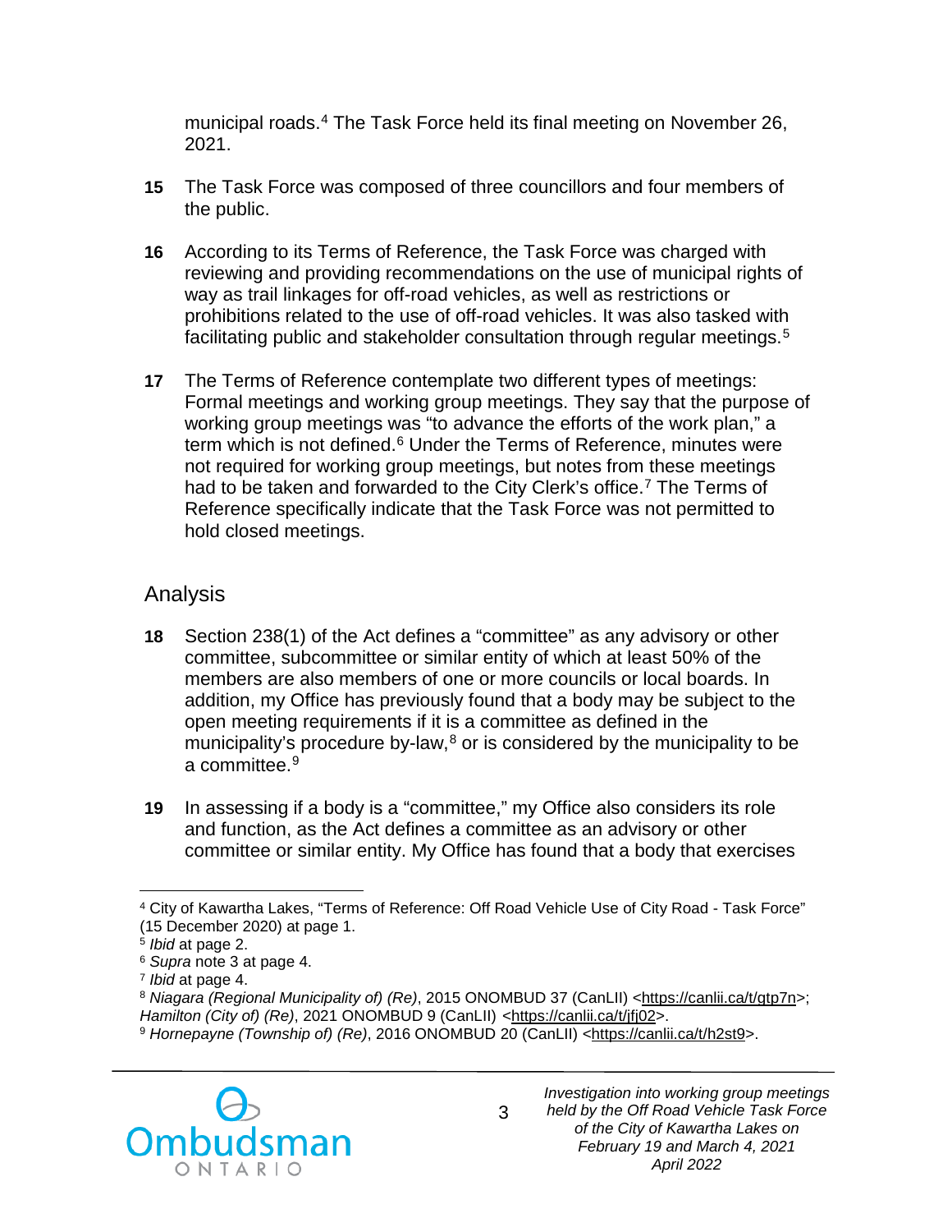municipal roads.[4] The Task Force held its final meeting on November 26, 2021.

**15** The Task Force was composed of three councillors and four members of the public.

**16** According to its Terms of Reference, the Task Force was charged with reviewing and providing recommendations on the use of municipal rights of way as trail linkages for off-road vehicles, as well as restrictions or prohibitions related to the use of off-road vehicles. It was also tasked with facilitating public and stakeholder consultation through regular meetings.[5]

**17** The Terms of Reference contemplate two different types of meetings: Formal meetings and working group meetings. They say that the purpose of working group meetings was "to advance the efforts of the work plan," a term which is not defined.[6] Under the Terms of Reference, minutes were not required for working group meetings, but notes from these meetings had to be taken and forwarded to the City Clerk's office.[7] The Terms of Reference specifically indicate that the Task Force was not permitted to hold closed meetings.

## Analysis

**18** Section 238(1) of the Act defines a "committee" as any advisory or other committee, subcommittee or similar entity of which at least 50% of the members are also members of one or more councils or local boards. In addition, my Office has previously found that a body may be subject to the open meeting requirements if it is a committee as defined in the municipality's procedure by-law,[8] or is considered by the municipality to be a committee.[9]

**19** In assessing if a body is a "committee," my Office also considers its role and function, as the Act defines a committee as an advisory or other committee or similar entity. My Office has found that a body that exercises

---

[4] City of Kawartha Lakes, "Terms of Reference: Off Road Vehicle Use of City Road - Task Force" (15 December 2020) at page 1.

[5] *Ibid* at page 2.

[6] *Supra* note 3 at page 4.

[7] *Ibid* at page 4.

[8] *Niagara (Regional Municipality of) (Re)*, 2015 ONOMBUD 37 (CanLII) <https://canlii.ca/t/gtp7n>; *Hamilton (City of) (Re)*, 2021 ONOMBUD 9 (CanLII) <https://canlii.ca/t/jfj02>.

[9] *Hornepayne (Township of) (Re)*, 2016 ONOMBUD 20 (CanLII) <https://canlii.ca/t/h2st9>.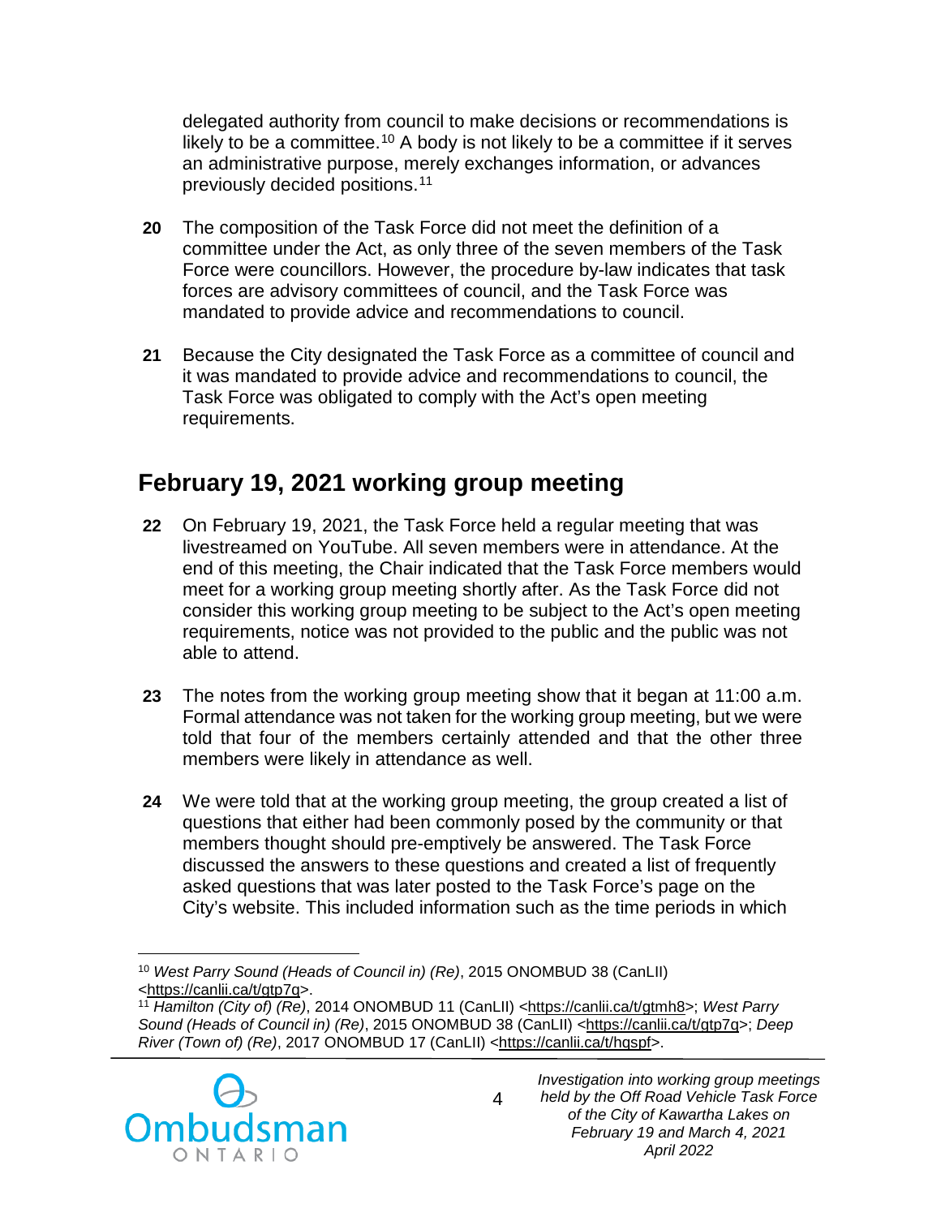delegated authority from council to make decisions or recommendations is likely to be a committee.[10] A body is not likely to be a committee if it serves an administrative purpose, merely exchanges information, or advances previously decided positions.[11]

**20** The composition of the Task Force did not meet the definition of a committee under the Act, as only three of the seven members of the Task Force were councillors. However, the procedure by-law indicates that task forces are advisory committees of council, and the Task Force was mandated to provide advice and recommendations to council.

**21** Because the City designated the Task Force as a committee of council and it was mandated to provide advice and recommendations to council, the Task Force was obligated to comply with the Act's open meeting requirements.

## February 19, 2021 working group meeting

**22** On February 19, 2021, the Task Force held a regular meeting that was livestreamed on YouTube. All seven members were in attendance. At the end of this meeting, the Chair indicated that the Task Force members would meet for a working group meeting shortly after. As the Task Force did not consider this working group meeting to be subject to the Act's open meeting requirements, notice was not provided to the public and the public was not able to attend.

**23** The notes from the working group meeting show that it began at 11:00 a.m. Formal attendance was not taken for the working group meeting, but we were told that four of the members certainly attended and that the other three members were likely in attendance as well.

**24** We were told that at the working group meeting, the group created a list of questions that either had been commonly posed by the community or that members thought should pre-emptively be answered. The Task Force discussed the answers to these questions and created a list of frequently asked questions that was later posted to the Task Force's page on the City's website. This included information such as the time periods in which

---

[10] *West Parry Sound (Heads of Council in) (Re)*, 2015 ONOMBUD 38 (CanLII) <https://canlii.ca/t/gtp7q>.

[11] *Hamilton (City of) (Re)*, 2014 ONOMBUD 11 (CanLII) <https://canlii.ca/t/gtmh8>; *West Parry Sound (Heads of Council in) (Re)*, 2015 ONOMBUD 38 (CanLII) <https://canlii.ca/t/gtp7q>; *Deep River (Town of) (Re)*, 2017 ONOMBUD 17 (CanLII) <https://canlii.ca/t/hqspf>.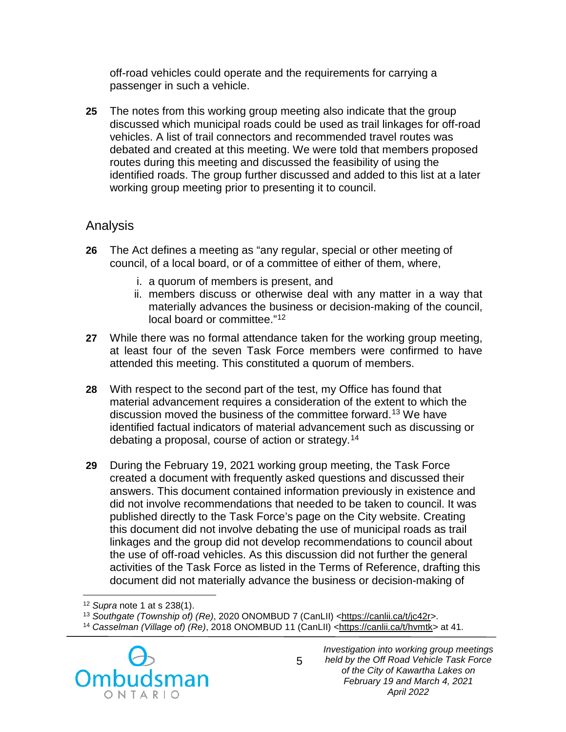off-road vehicles could operate and the requirements for carrying a passenger in such a vehicle.

**25** The notes from this working group meeting also indicate that the group discussed which municipal roads could be used as trail linkages for off-road vehicles. A list of trail connectors and recommended travel routes was debated and created at this meeting. We were told that members proposed routes during this meeting and discussed the feasibility of using the identified roads. The group further discussed and added to this list at a later working group meeting prior to presenting it to council.

## Analysis

**26** The Act defines a meeting as "any regular, special or other meeting of council, of a local board, or of a committee of either of them, where,

i. a quorum of members is present, and
ii. members discuss or otherwise deal with any matter in a way that materially advances the business or decision-making of the council, local board or committee."[12]

**27** While there was no formal attendance taken for the working group meeting, at least four of the seven Task Force members were confirmed to have attended this meeting. This constituted a quorum of members.

**28** With respect to the second part of the test, my Office has found that material advancement requires a consideration of the extent to which the discussion moved the business of the committee forward.[13] We have identified factual indicators of material advancement such as discussing or debating a proposal, course of action or strategy.[14]

**29** During the February 19, 2021 working group meeting, the Task Force created a document with frequently asked questions and discussed their answers. This document contained information previously in existence and did not involve recommendations that needed to be taken to council. It was published directly to the Task Force's page on the City website. Creating this document did not involve debating the use of municipal roads as trail linkages and the group did not develop recommendations to council about the use of off-road vehicles. As this discussion did not further the general activities of the Task Force as listed in the Terms of Reference, drafting this document did not materially advance the business or decision-making of

---

[12] *Supra* note 1 at s 238(1).
[13] *Southgate (Township of) (Re)*, 2020 ONOMBUD 7 (CanLII) <https://canlii.ca/t/jc42r>.
[14] *Casselman (Village of) (Re)*, 2018 ONOMBUD 11 (CanLII) <https://canlii.ca/t/hvmtk> at 41.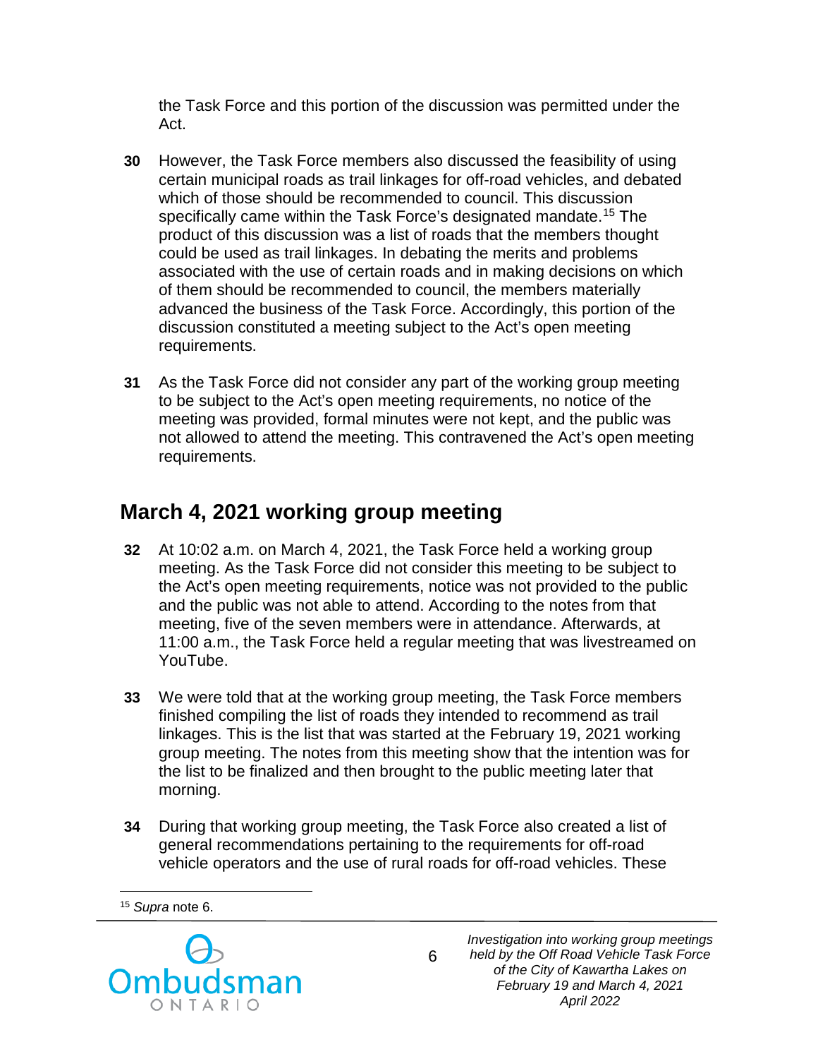the Task Force and this portion of the discussion was permitted under the Act.

**30** However, the Task Force members also discussed the feasibility of using certain municipal roads as trail linkages for off-road vehicles, and debated which of those should be recommended to council. This discussion specifically came within the Task Force's designated mandate.[15] The product of this discussion was a list of roads that the members thought could be used as trail linkages. In debating the merits and problems associated with the use of certain roads and in making decisions on which of them should be recommended to council, the members materially advanced the business of the Task Force. Accordingly, this portion of the discussion constituted a meeting subject to the Act's open meeting requirements.

**31** As the Task Force did not consider any part of the working group meeting to be subject to the Act's open meeting requirements, no notice of the meeting was provided, formal minutes were not kept, and the public was not allowed to attend the meeting. This contravened the Act's open meeting requirements.

## March 4, 2021 working group meeting

**32** At 10:02 a.m. on March 4, 2021, the Task Force held a working group meeting. As the Task Force did not consider this meeting to be subject to the Act's open meeting requirements, notice was not provided to the public and the public was not able to attend. According to the notes from that meeting, five of the seven members were in attendance. Afterwards, at 11:00 a.m., the Task Force held a regular meeting that was livestreamed on YouTube.

**33** We were told that at the working group meeting, the Task Force members finished compiling the list of roads they intended to recommend as trail linkages. This is the list that was started at the February 19, 2021 working group meeting. The notes from this meeting show that the intention was for the list to be finalized and then brought to the public meeting later that morning.

**34** During that working group meeting, the Task Force also created a list of general recommendations pertaining to the requirements for off-road vehicle operators and the use of rural roads for off-road vehicles. These

---

[15] *Supra* note 6.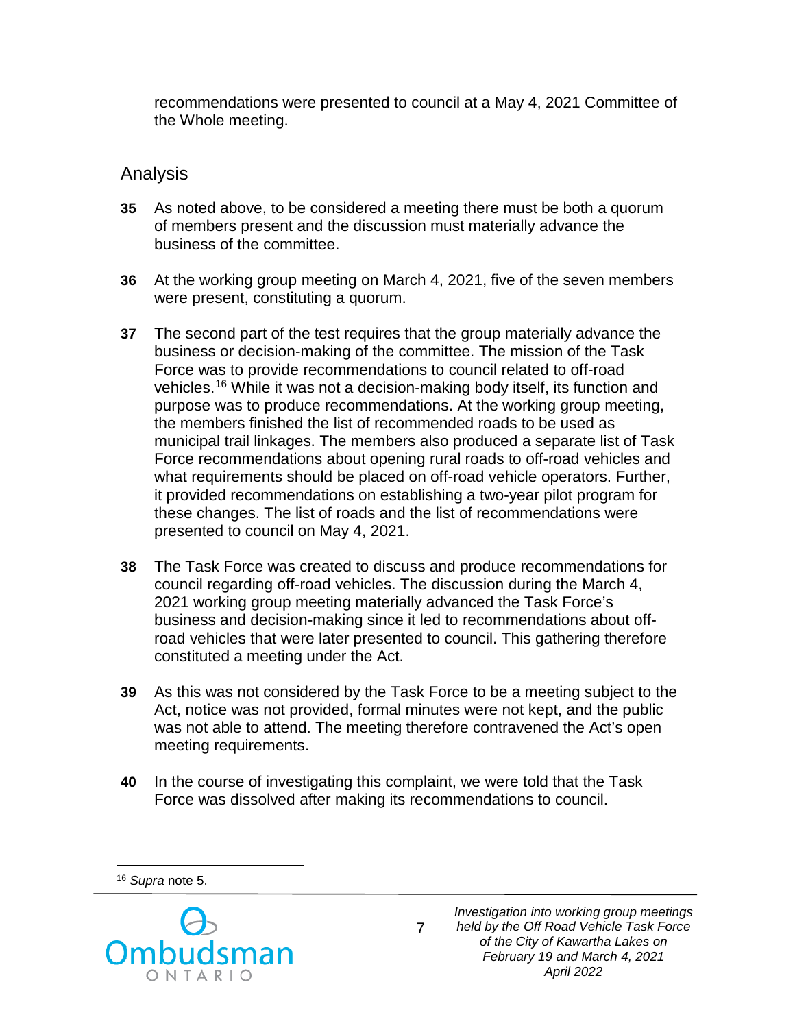recommendations were presented to council at a May 4, 2021 Committee of the Whole meeting.

## Analysis

**35** As noted above, to be considered a meeting there must be both a quorum of members present and the discussion must materially advance the business of the committee.

**36** At the working group meeting on March 4, 2021, five of the seven members were present, constituting a quorum.

**37** The second part of the test requires that the group materially advance the business or decision-making of the committee. The mission of the Task Force was to provide recommendations to council related to off-road vehicles.[16] While it was not a decision-making body itself, its function and purpose was to produce recommendations. At the working group meeting, the members finished the list of recommended roads to be used as municipal trail linkages. The members also produced a separate list of Task Force recommendations about opening rural roads to off-road vehicles and what requirements should be placed on off-road vehicle operators. Further, it provided recommendations on establishing a two-year pilot program for these changes. The list of roads and the list of recommendations were presented to council on May 4, 2021.

**38** The Task Force was created to discuss and produce recommendations for council regarding off-road vehicles. The discussion during the March 4, 2021 working group meeting materially advanced the Task Force's business and decision-making since it led to recommendations about off-road vehicles that were later presented to council. This gathering therefore constituted a meeting under the Act.

**39** As this was not considered by the Task Force to be a meeting subject to the Act, notice was not provided, formal minutes were not kept, and the public was not able to attend. The meeting therefore contravened the Act's open meeting requirements.

**40** In the course of investigating this complaint, we were told that the Task Force was dissolved after making its recommendations to council.

---

[16] *Supra* note 5.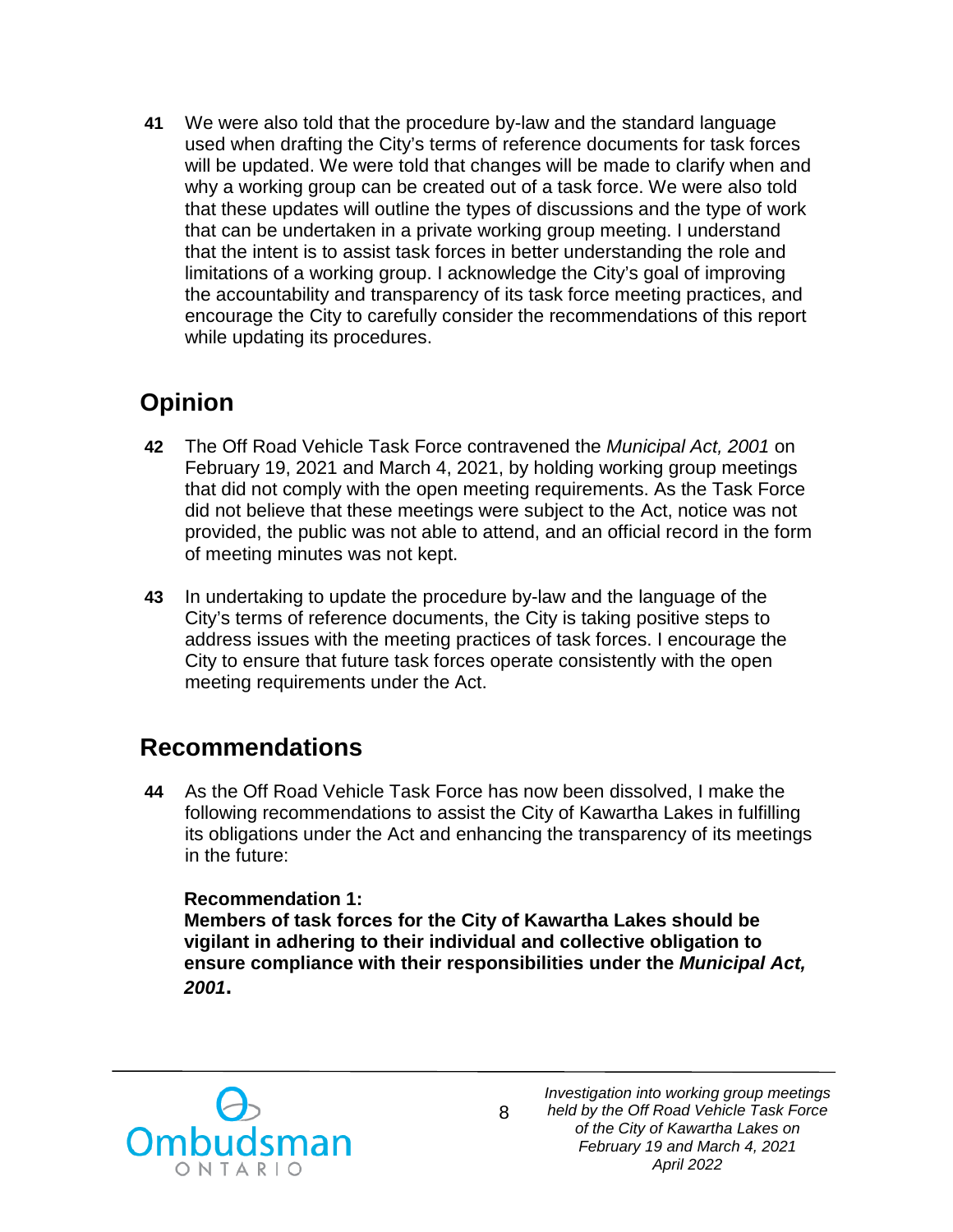**41** We were also told that the procedure by-law and the standard language used when drafting the City's terms of reference documents for task forces will be updated. We were told that changes will be made to clarify when and why a working group can be created out of a task force. We were also told that these updates will outline the types of discussions and the type of work that can be undertaken in a private working group meeting. I understand that the intent is to assist task forces in better understanding the role and limitations of a working group. I acknowledge the City's goal of improving the accountability and transparency of its task force meeting practices, and encourage the City to carefully consider the recommendations of this report while updating its procedures.

## Opinion

**42** The Off Road Vehicle Task Force contravened the *Municipal Act, 2001* on February 19, 2021 and March 4, 2021, by holding working group meetings that did not comply with the open meeting requirements. As the Task Force did not believe that these meetings were subject to the Act, notice was not provided, the public was not able to attend, and an official record in the form of meeting minutes was not kept.

**43** In undertaking to update the procedure by-law and the language of the City's terms of reference documents, the City is taking positive steps to address issues with the meeting practices of task forces. I encourage the City to ensure that future task forces operate consistently with the open meeting requirements under the Act.

## Recommendations

**44** As the Off Road Vehicle Task Force has now been dissolved, I make the following recommendations to assist the City of Kawartha Lakes in fulfilling its obligations under the Act and enhancing the transparency of its meetings in the future:

**Recommendation 1:**
**Members of task forces for the City of Kawartha Lakes should be vigilant in adhering to their individual and collective obligation to ensure compliance with their responsibilities under the *Municipal Act, 2001*.**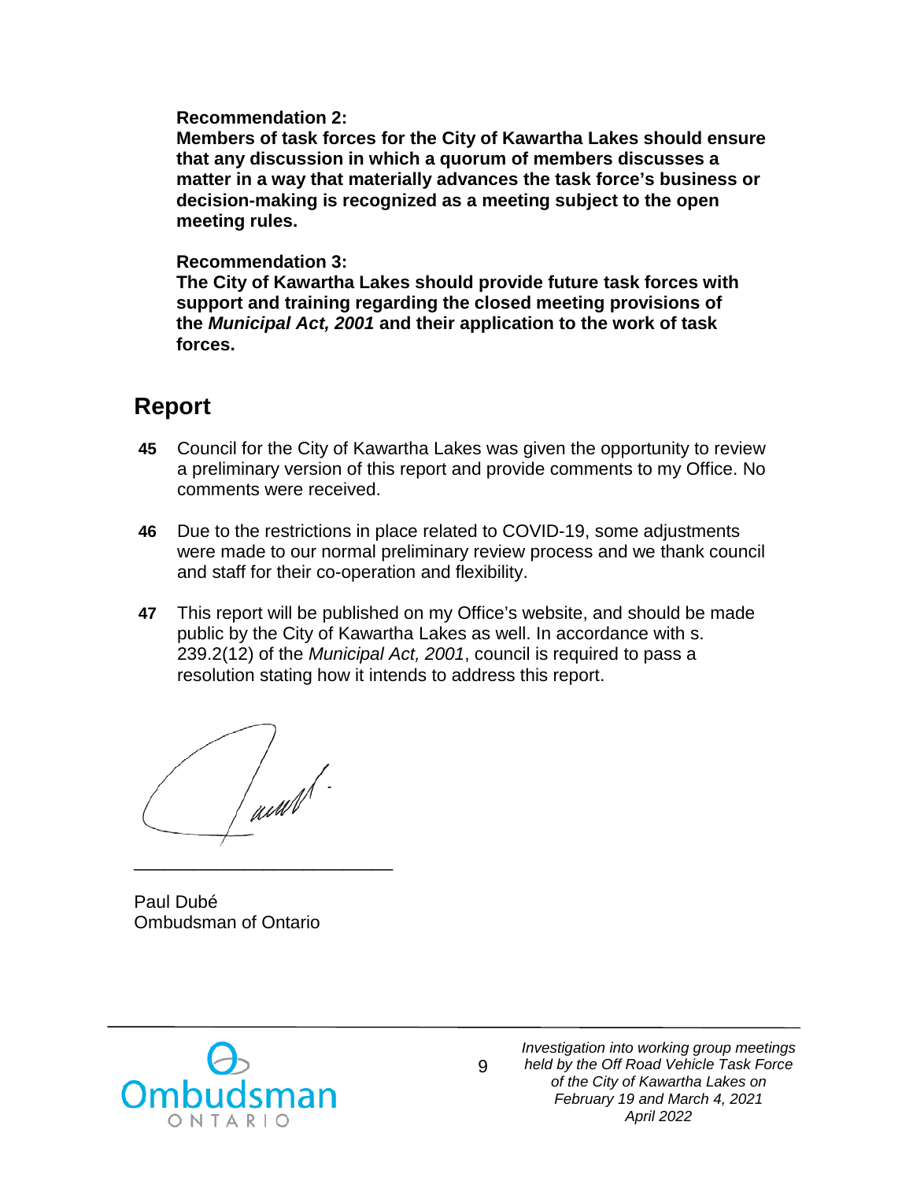**Recommendation 2:**
**Members of task forces for the City of Kawartha Lakes should ensure that any discussion in which a quorum of members discusses a matter in a way that materially advances the task force's business or decision-making is recognized as a meeting subject to the open meeting rules.**

**Recommendation 3:**
**The City of Kawartha Lakes should provide future task forces with support and training regarding the closed meeting provisions of the *Municipal Act, 2001* and their application to the work of task forces.**

## Report

**45** Council for the City of Kawartha Lakes was given the opportunity to review a preliminary version of this report and provide comments to my Office. No comments were received.

**46** Due to the restrictions in place related to COVID-19, some adjustments were made to our normal preliminary review process and we thank council and staff for their co-operation and flexibility.

**47** This report will be published on my Office's website, and should be made public by the City of Kawartha Lakes as well. In accordance with s. 239.2(12) of the *Municipal Act, 2001*, council is required to pass a resolution stating how it intends to address this report.

\_\_\_\_\_\_\_\_\_\_\_\_\_\_\_\_\_\_\_\_\_\_\_\_\_\_

Paul Dubé
Ombudsman of Ontario